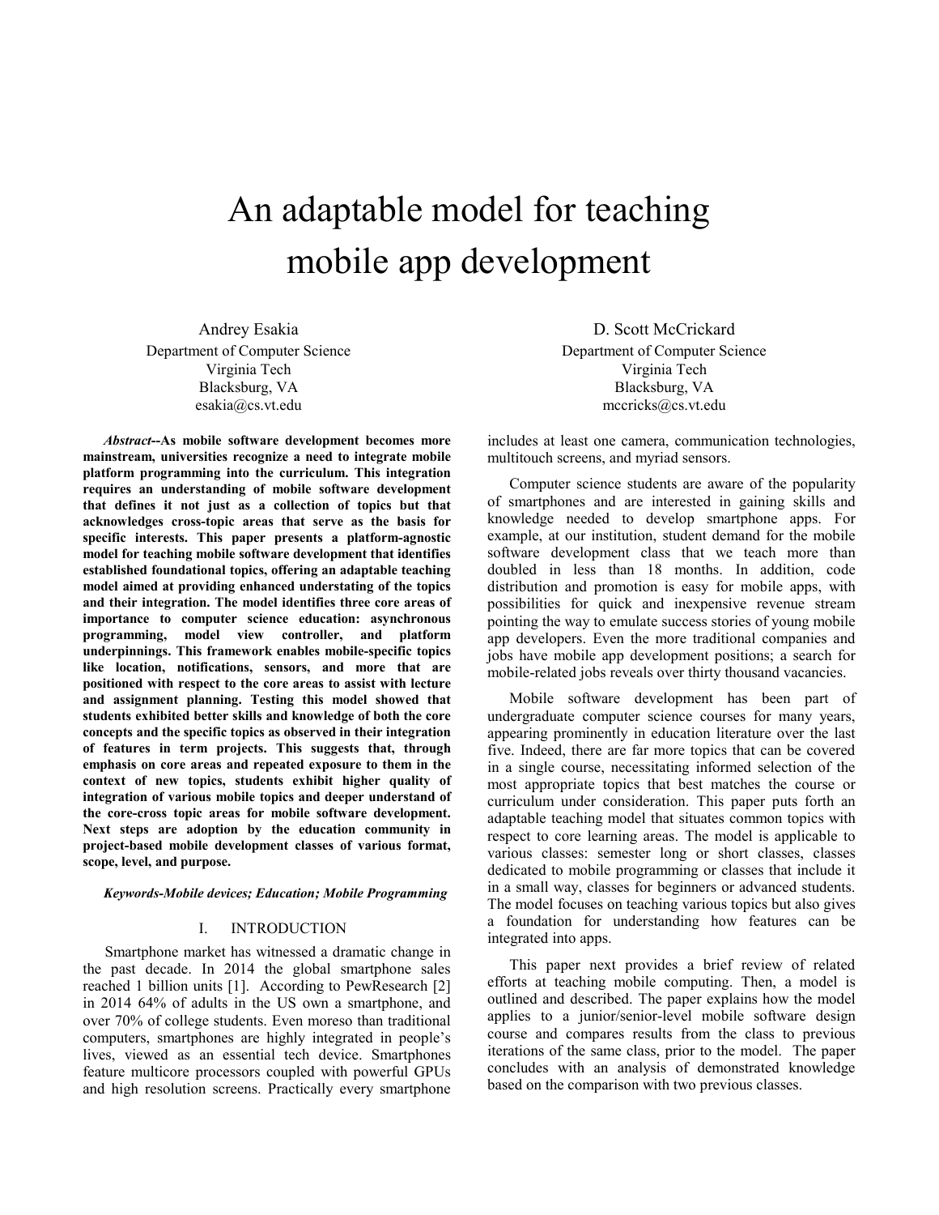# An adaptable model for teaching mobile app development

Andrey Esakia
Department of Computer Science
Virginia Tech
Blacksburg, VA
esakia@cs.vt.edu

D. Scott McCrickard
Department of Computer Science
Virginia Tech
Blacksburg, VA
mccricks@cs.vt.edu

***Abstract*--As mobile software development becomes more mainstream, universities recognize a need to integrate mobile platform programming into the curriculum. This integration requires an understanding of mobile software development that defines it not just as a collection of topics but that acknowledges cross-topic areas that serve as the basis for specific interests. This paper presents a platform-agnostic model for teaching mobile software development that identifies established foundational topics, offering an adaptable teaching model aimed at providing enhanced understating of the topics and their integration. The model identifies three core areas of importance to computer science education: asynchronous programming, model view controller, and platform underpinnings. This framework enables mobile-specific topics like location, notifications, sensors, and more that are positioned with respect to the core areas to assist with lecture and assignment planning. Testing this model showed that students exhibited better skills and knowledge of both the core concepts and the specific topics as observed in their integration of features in term projects. This suggests that, through emphasis on core areas and repeated exposure to them in the context of new topics, students exhibit higher quality of integration of various mobile topics and deeper understand of the core-cross topic areas for mobile software development. Next steps are adoption by the education community in project-based mobile development classes of various format, scope, level, and purpose.**

***Keywords-Mobile devices; Education; Mobile Programming***

## I. INTRODUCTION

Smartphone market has witnessed a dramatic change in the past decade. In 2014 the global smartphone sales reached 1 billion units [1]. According to PewResearch [2] in 2014 64% of adults in the US own a smartphone, and over 70% of college students. Even moreso than traditional computers, smartphones are highly integrated in people's lives, viewed as an essential tech device. Smartphones feature multicore processors coupled with powerful GPUs and high resolution screens. Practically every smartphone includes at least one camera, communication technologies, multitouch screens, and myriad sensors.

Computer science students are aware of the popularity of smartphones and are interested in gaining skills and knowledge needed to develop smartphone apps. For example, at our institution, student demand for the mobile software development class that we teach more than doubled in less than 18 months. In addition, code distribution and promotion is easy for mobile apps, with possibilities for quick and inexpensive revenue stream pointing the way to emulate success stories of young mobile app developers. Even the more traditional companies and jobs have mobile app development positions; a search for mobile-related jobs reveals over thirty thousand vacancies.

Mobile software development has been part of undergraduate computer science courses for many years, appearing prominently in education literature over the last five. Indeed, there are far more topics that can be covered in a single course, necessitating informed selection of the most appropriate topics that best matches the course or curriculum under consideration. This paper puts forth an adaptable teaching model that situates common topics with respect to core learning areas. The model is applicable to various classes: semester long or short classes, classes dedicated to mobile programming or classes that include it in a small way, classes for beginners or advanced students. The model focuses on teaching various topics but also gives a foundation for understanding how features can be integrated into apps.

This paper next provides a brief review of related efforts at teaching mobile computing. Then, a model is outlined and described. The paper explains how the model applies to a junior/senior-level mobile software design course and compares results from the class to previous iterations of the same class, prior to the model. The paper concludes with an analysis of demonstrated knowledge based on the comparison with two previous classes.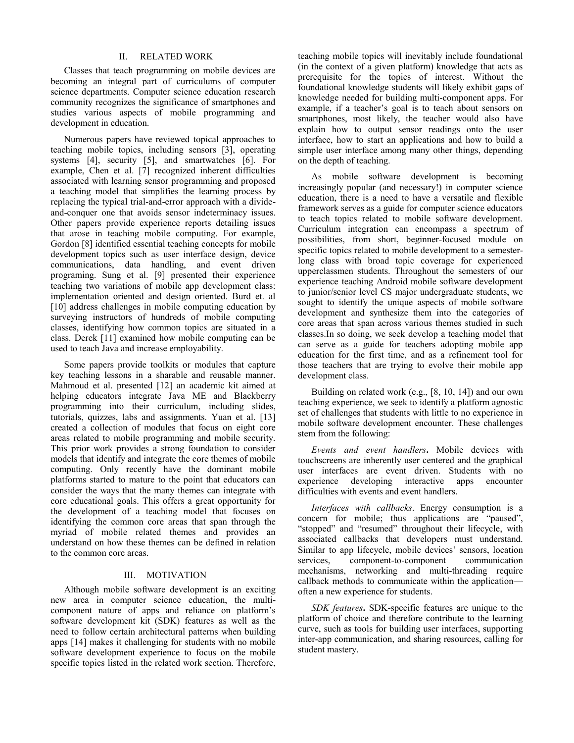## II. RELATED WORK

Classes that teach programming on mobile devices are becoming an integral part of curriculums of computer science departments. Computer science education research community recognizes the significance of smartphones and studies various aspects of mobile programming and development in education.

Numerous papers have reviewed topical approaches to teaching mobile topics, including sensors [3], operating systems [4], security [5], and smartwatches [6]. For example, Chen et al. [7] recognized inherent difficulties associated with learning sensor programming and proposed a teaching model that simplifies the learning process by replacing the typical trial-and-error approach with a divide-and-conquer one that avoids sensor indeterminacy issues. Other papers provide experience reports detailing issues that arose in teaching mobile computing. For example, Gordon [8] identified essential teaching concepts for mobile development topics such as user interface design, device communications, data handling, and event driven programing. Sung et al. [9] presented their experience teaching two variations of mobile app development class: implementation oriented and design oriented. Burd et. al [10] address challenges in mobile computing education by surveying instructors of hundreds of mobile computing classes, identifying how common topics are situated in a class. Derek [11] examined how mobile computing can be used to teach Java and increase employability.

Some papers provide toolkits or modules that capture key teaching lessons in a sharable and reusable manner. Mahmoud et al. presented [12] an academic kit aimed at helping educators integrate Java ME and Blackberry programming into their curriculum, including slides, tutorials, quizzes, labs and assignments. Yuan et al. [13] created a collection of modules that focus on eight core areas related to mobile programming and mobile security. This prior work provides a strong foundation to consider models that identify and integrate the core themes of mobile computing. Only recently have the dominant mobile platforms started to mature to the point that educators can consider the ways that the many themes can integrate with core educational goals. This offers a great opportunity for the development of a teaching model that focuses on identifying the common core areas that span through the myriad of mobile related themes and provides an understand on how these themes can be defined in relation to the common core areas.

## III. MOTIVATION

Although mobile software development is an exciting new area in computer science education, the multi-component nature of apps and reliance on platform's software development kit (SDK) features as well as the need to follow certain architectural patterns when building apps [14] makes it challenging for students with no mobile software development experience to focus on the mobile specific topics listed in the related work section. Therefore, teaching mobile topics will inevitably include foundational (in the context of a given platform) knowledge that acts as prerequisite for the topics of interest. Without the foundational knowledge students will likely exhibit gaps of knowledge needed for building multi-component apps. For example, if a teacher's goal is to teach about sensors on smartphones, most likely, the teacher would also have explain how to output sensor readings onto the user interface, how to start an applications and how to build a simple user interface among many other things, depending on the depth of teaching.

As mobile software development is becoming increasingly popular (and necessary!) in computer science education, there is a need to have a versatile and flexible framework serves as a guide for computer science educators to teach topics related to mobile software development. Curriculum integration can encompass a spectrum of possibilities, from short, beginner-focused module on specific topics related to mobile development to a semester-long class with broad topic coverage for experienced upperclassmen students. Throughout the semesters of our experience teaching Android mobile software development to junior/senior level CS major undergraduate students, we sought to identify the unique aspects of mobile software development and synthesize them into the categories of core areas that span across various themes studied in such classes.In so doing, we seek develop a teaching model that can serve as a guide for teachers adopting mobile app education for the first time, and as a refinement tool for those teachers that are trying to evolve their mobile app development class.

Building on related work (e.g., [8, 10, 14]) and our own teaching experience, we seek to identify a platform agnostic set of challenges that students with little to no experience in mobile software development encounter. These challenges stem from the following:

*Events and event handlers***.** Mobile devices with touchscreens are inherently user centered and the graphical user interfaces are event driven. Students with no experience developing interactive apps encounter difficulties with events and event handlers.

*Interfaces with callbacks*. Energy consumption is a concern for mobile; thus applications are "paused", "stopped" and "resumed" throughout their lifecycle, with associated callbacks that developers must understand. Similar to app lifecycle, mobile devices' sensors, location services, component-to-component communication mechanisms, networking and multi-threading require callback methods to communicate within the application—often a new experience for students.

*SDK features***.** SDK-specific features are unique to the platform of choice and therefore contribute to the learning curve, such as tools for building user interfaces, supporting inter-app communication, and sharing resources, calling for student mastery.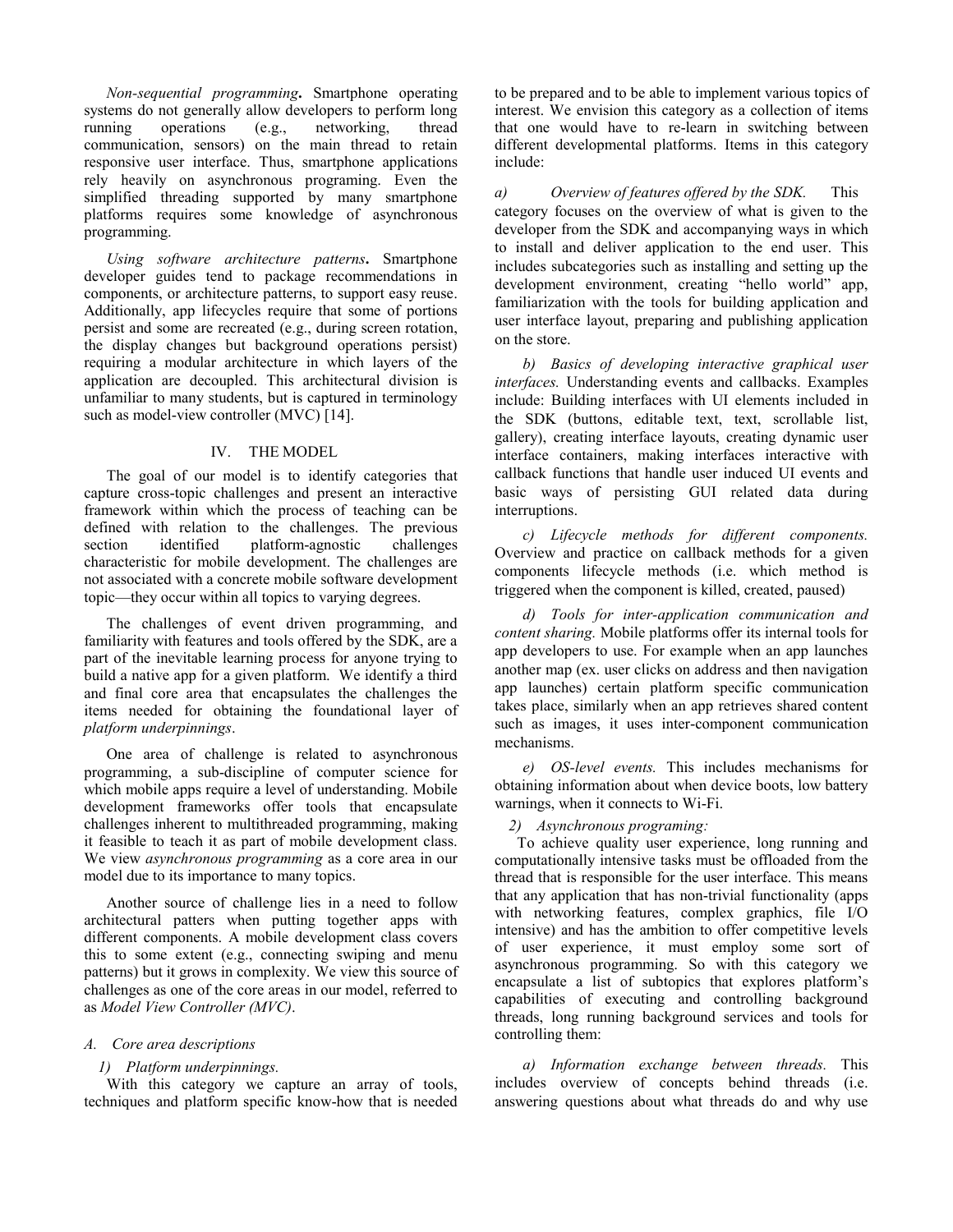*Non-sequential programming***.** Smartphone operating systems do not generally allow developers to perform long running operations (e.g., networking, thread communication, sensors) on the main thread to retain responsive user interface. Thus, smartphone applications rely heavily on asynchronous programing. Even the simplified threading supported by many smartphone platforms requires some knowledge of asynchronous programming.

*Using software architecture patterns***.** Smartphone developer guides tend to package recommendations in components, or architecture patterns, to support easy reuse. Additionally, app lifecycles require that some of portions persist and some are recreated (e.g., during screen rotation, the display changes but background operations persist) requiring a modular architecture in which layers of the application are decoupled. This architectural division is unfamiliar to many students, but is captured in terminology such as model-view controller (MVC) [14].

## IV. THE MODEL

The goal of our model is to identify categories that capture cross-topic challenges and present an interactive framework within which the process of teaching can be defined with relation to the challenges. The previous section identified platform-agnostic challenges characteristic for mobile development. The challenges are not associated with a concrete mobile software development topic—they occur within all topics to varying degrees.

The challenges of event driven programming, and familiarity with features and tools offered by the SDK, are a part of the inevitable learning process for anyone trying to build a native app for a given platform. We identify a third and final core area that encapsulates the challenges the items needed for obtaining the foundational layer of *platform underpinnings*.

One area of challenge is related to asynchronous programming, a sub-discipline of computer science for which mobile apps require a level of understanding. Mobile development frameworks offer tools that encapsulate challenges inherent to multithreaded programming, making it feasible to teach it as part of mobile development class. We view *asynchronous programming* as a core area in our model due to its importance to many topics.

Another source of challenge lies in a need to follow architectural patters when putting together apps with different components. A mobile development class covers this to some extent (e.g., connecting swiping and menu patterns) but it grows in complexity. We view this source of challenges as one of the core areas in our model, referred to as *Model View Controller (MVC)*.

### A. Core area descriptions

#### 1) Platform underpinnings.

With this category we capture an array of tools, techniques and platform specific know-how that is needed to be prepared and to be able to implement various topics of interest. We envision this category as a collection of items that one would have to re-learn in switching between different developmental platforms. Items in this category include:

*a) Overview of features offered by the SDK.* This category focuses on the overview of what is given to the developer from the SDK and accompanying ways in which to install and deliver application to the end user. This includes subcategories such as installing and setting up the development environment, creating "hello world" app, familiarization with the tools for building application and user interface layout, preparing and publishing application on the store.

*b) Basics of developing interactive graphical user interfaces.* Understanding events and callbacks. Examples include: Building interfaces with UI elements included in the SDK (buttons, editable text, text, scrollable list, gallery), creating interface layouts, creating dynamic user interface containers, making interfaces interactive with callback functions that handle user induced UI events and basic ways of persisting GUI related data during interruptions.

*c) Lifecycle methods for different components.* Overview and practice on callback methods for a given components lifecycle methods (i.e. which method is triggered when the component is killed, created, paused)

*d) Tools for inter-application communication and content sharing.* Mobile platforms offer its internal tools for app developers to use. For example when an app launches another map (ex. user clicks on address and then navigation app launches) certain platform specific communication takes place, similarly when an app retrieves shared content such as images, it uses inter-component communication mechanisms.

*e) OS-level events.* This includes mechanisms for obtaining information about when device boots, low battery warnings, when it connects to Wi-Fi.

#### 2) Asynchronous programing:

To achieve quality user experience, long running and computationally intensive tasks must be offloaded from the thread that is responsible for the user interface. This means that any application that has non-trivial functionality (apps with networking features, complex graphics, file I/O intensive) and has the ambition to offer competitive levels of user experience, it must employ some sort of asynchronous programming. So with this category we encapsulate a list of subtopics that explores platform's capabilities of executing and controlling background threads, long running background services and tools for controlling them:

*a) Information exchange between threads.* This includes overview of concepts behind threads (i.e. answering questions about what threads do and why use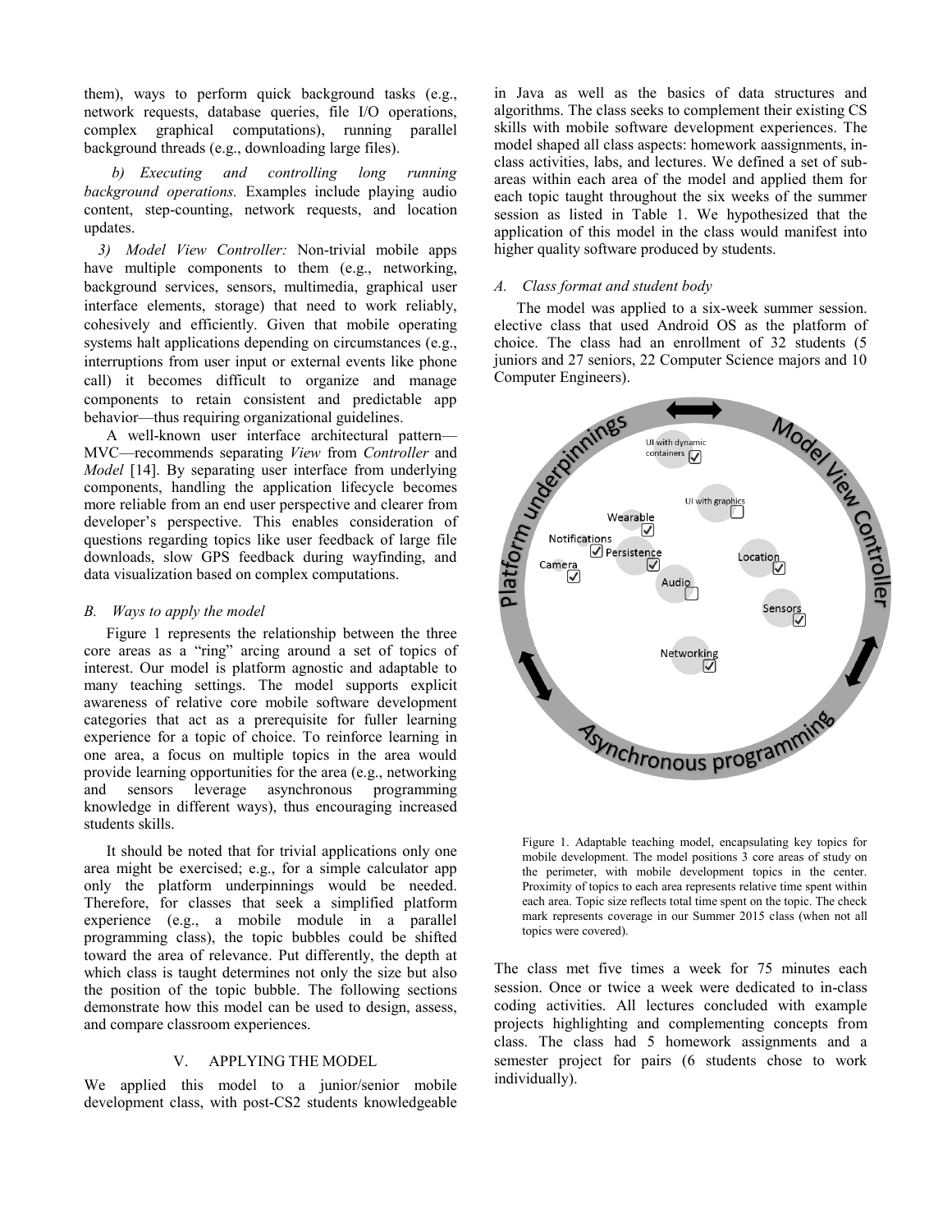them), ways to perform quick background tasks (e.g., network requests, database queries, file I/O operations, complex graphical computations), running parallel background threads (e.g., downloading large files).

*b) Executing and controlling long running background operations.* Examples include playing audio content, step-counting, network requests, and location updates.

*3) Model View Controller:* Non-trivial mobile apps have multiple components to them (e.g., networking, background services, sensors, multimedia, graphical user interface elements, storage) that need to work reliably, cohesively and efficiently. Given that mobile operating systems halt applications depending on circumstances (e.g., interruptions from user input or external events like phone call) it becomes difficult to organize and manage components to retain consistent and predictable app behavior—thus requiring organizational guidelines.

A well-known user interface architectural pattern—MVC—recommends separating *View* from *Controller* and *Model* [14]. By separating user interface from underlying components, handling the application lifecycle becomes more reliable from an end user perspective and clearer from developer's perspective. This enables consideration of questions regarding topics like user feedback of large file downloads, slow GPS feedback during wayfinding, and data visualization based on complex computations.

### *B. Ways to apply the model*

Figure 1 represents the relationship between the three core areas as a "ring" arcing around a set of topics of interest. Our model is platform agnostic and adaptable to many teaching settings. The model supports explicit awareness of relative core mobile software development categories that act as a prerequisite for fuller learning experience for a topic of choice. To reinforce learning in one area, a focus on multiple topics in the area would provide learning opportunities for the area (e.g., networking and sensors leverage asynchronous programming knowledge in different ways), thus encouraging increased students skills.

It should be noted that for trivial applications only one area might be exercised; e.g., for a simple calculator app only the platform underpinnings would be needed. Therefore, for classes that seek a simplified platform experience (e.g., a mobile module in a parallel programming class), the topic bubbles could be shifted toward the area of relevance. Put differently, the depth at which class is taught determines not only the size but also the position of the topic bubble. The following sections demonstrate how this model can be used to design, assess, and compare classroom experiences.

## V. APPLYING THE MODEL

We applied this model to a junior/senior mobile development class, with post-CS2 students knowledgeable in Java as well as the basics of data structures and algorithms. The class seeks to complement their existing CS skills with mobile software development experiences. The model shaped all class aspects: homework aassignments, in-class activities, labs, and lectures. We defined a set of sub-areas within each area of the model and applied them for each topic taught throughout the six weeks of the summer session as listed in Table 1. We hypothesized that the application of this model in the class would manifest into higher quality software produced by students.

### *A. Class format and student body*

The model was applied to a six-week summer session. elective class that used Android OS as the platform of choice. The class had an enrollment of 32 students (5 juniors and 27 seniors, 22 Computer Science majors and 10 Computer Engineers).

Figure 1. Adaptable teaching model, encapsulating key topics for mobile development. The model positions 3 core areas of study on the perimeter, with mobile development topics in the center. Proximity of topics to each area represents relative time spent within each area. Topic size reflects total time spent on the topic. The check mark represents coverage in our Summer 2015 class (when not all topics were covered).

The class met five times a week for 75 minutes each session. Once or twice a week were dedicated to in-class coding activities. All lectures concluded with example projects highlighting and complementing concepts from class. The class had 5 homework assignments and a semester project for pairs (6 students chose to work individually).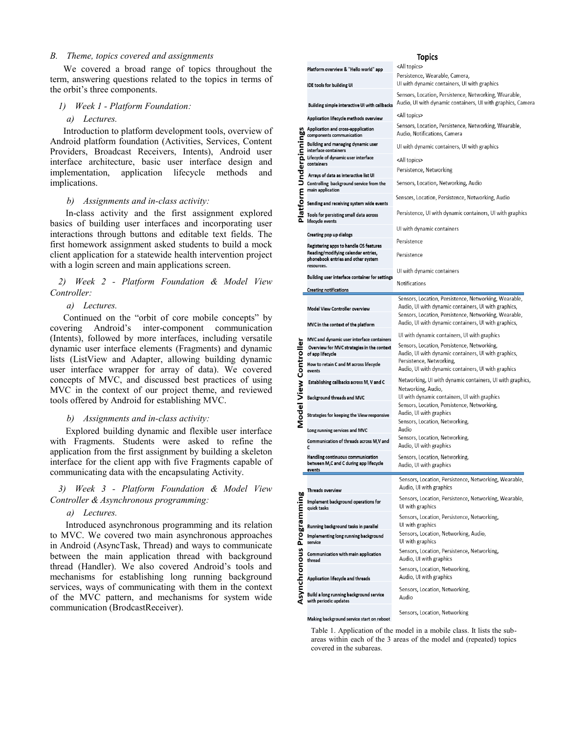### B. Theme, topics covered and assignments

We covered a broad range of topics throughout the term, answering questions related to the topics in terms of the orbit's three components.

#### 1) Week 1 - Platform Foundation:

##### a) Lectures.

Introduction to platform development tools, overview of Android platform foundation (Activities, Services, Content Providers, Broadcast Receivers, Intents), Android user interface architecture, basic user interface design and implementation, application lifecycle methods and implications.

##### b) Assignments and in-class activity:

In-class activity and the first assignment explored basics of building user interfaces and incorporating user interactions through buttons and editable text fields. The first homework assignment asked students to build a mock client application for a statewide health intervention project with a login screen and main applications screen.

#### 2) Week 2 - Platform Foundation & Model View Controller:

##### a) Lectures.

Continued on the "orbit of core mobile concepts" by covering Android's inter-component communication (Intents), followed by more interfaces, including versatile dynamic user interface elements (Fragments) and dynamic lists (ListView and Adapter, allowing building dynamic user interface wrapper for array of data). We covered concepts of MVC, and discussed best practices of using MVC in the context of our project theme, and reviewed tools offered by Android for establishing MVC.

##### b) Assignments and in-class activity:

Explored building dynamic and flexible user interface with Fragments. Students were asked to refine the application from the first assignment by building a skeleton interface for the client app with five Fragments capable of communicating data with the encapsulating Activity.

#### 3) Week 3 - Platform Foundation & Model View Controller & Asynchronous programming:

##### a) Lectures.

Introduced asynchronous programming and its relation to MVC. We covered two main asynchronous approaches in Android (AsyncTask, Thread) and ways to communicate between the main application thread with background thread (Handler). We also covered Android's tools and mechanisms for establishing long running background services, ways of communicating with them in the context of the MVC pattern, and mechanisms for system wide communication (BrodcastReceiver).

| Area | Subarea | Topics |
|---|---|---|
| Platform Underpinnings | Platform overview & "Hello world" app | <All topics> |
| | IDE tools for building UI | Persistence, Wearable, Camera, UI with dynamic containers, UI with graphics |
| | Building simple interactive UI with callbacks | Sensors, Location, Persistence, Networking, Wearable, Audio, UI with dynamic containers, UI with graphics, Camera |
| | Application lifecycle methods overview | <All topics> |
| | Application and cross-application components communication | Sensors, Location, Persistence, Networking, Wearable, Audio, Notifications, Camera |
| | Building and managing dynamic user interface containers | UI with dynamic containers, UI with graphics |
| | Lifecycle of dynamic user interface containers | <All topics> |
| | Arrays of data as interactive list UI | Persistence, Networking |
| | Controlling background service from the main application | Sensors, Location, Networking, Audio |
| | Sending and receiving system wide events | Sensors, Location, Persistence, Networking, Audio |
| | Tools for persisting small data across lifecycle events | Persistence, UI with dynamic containers, UI with graphics |
| | Creating pop up dialogs | UI with dynamic containers |
| | Registering apps to handle OS features | Persistence |
| | Reading/modifying calendar entries, phonebook entries and other system resources. | Persistence |
| | Building user interface container for settings | UI with dynamic containers |
| | Creating notifications | Notifications |
| Model View Controller | Model View Controller overview | Sensors, Location, Persistence, Networking, Wearable, Audio, UI with dynamic containers, UI with graphics, |
| | MVC in the context of the platform | Sensors, Location, Persistence, Networking, Wearable, Audio, UI with dynamic containers, UI with graphics, |
| | MVC and dynamic user interface containers | UI with dynamic containers, UI with graphics |
| | Overview for MVC strategies in the context of app lifecycle | Sensors, Location, Persistence, Networking, Audio, UI with dynamic containers, UI with graphics, |
| | How to retain C and M across lifecycle events | Persistence, Networking, Audio, UI with dynamic containers, UI with graphics |
| | Establishing callbacks across M, V and C | Networking, UI with dynamic containers, UI with graphics, |
| | Background threads and MVC | Networking, Audio, UI with dynamic containers, UI with graphics |
| | Strategies for keeping the View responsive | Sensors, Location, Persistence, Networking, Audio, UI with graphics |
| | Long running services and MVC | Sensors, Location, Networking, Audio |
| | Communication of threads across M,V and C | Sensors, Location, Networking, Audio, UI with graphics |
| | Handling continuous communication between M,C and C during app lifecycle events | Sensors, Location, Networking, Audio, UI with graphics |
| Asynchronous Programming | Threads overview | Sensors, Location, Persistence, Networking, Wearable, Audio, UI with graphics |
| | Implement background operations for quick tasks | Sensors, Location, Persistence, Networking, Wearable, UI with graphics |
| | Running background tasks in parallel | Sensors, Location, Persistence, Networking, UI with graphics |
| | Implementing long running background service | Sensors, Location, Networking, Audio, UI with graphics |
| | Communication with main application thread | Sensors, Location, Persistence, Networking, Audio, UI with graphics |
| | Application lifecycle and threads | Sensors, Location, Networking, Audio, UI with graphics |
| | Build a long running background service with periodic updates | Sensors, Location, Networking, Audio |
| | Making background service start on reboot | Sensors, Location, Networking |

Table 1. Application of the model in a mobile class. It lists the sub-areas within each of the 3 areas of the model and (repeated) topics covered in the subareas.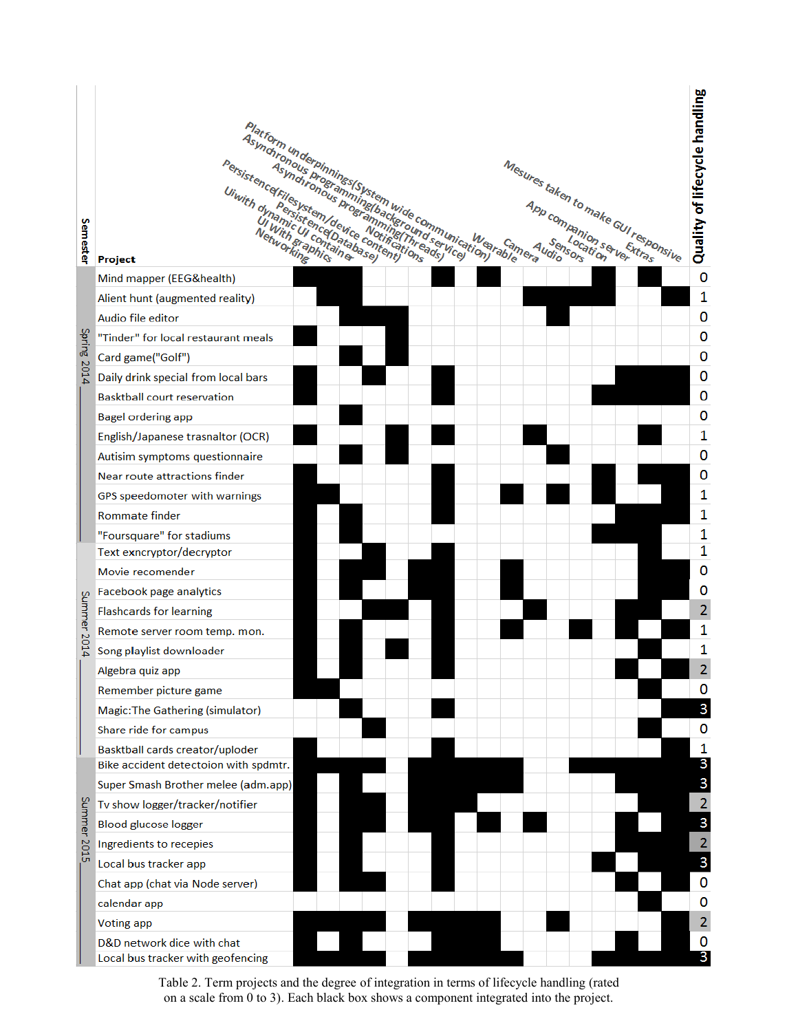| Semester | Project | Networking | UI With graphics | UI with dynamic UI container | Persistence(Database) | Persistence(Filesystem/device content) | Notifications | Asynchronous programming(Threads) | Asynchronous programming(background service) | Platform underpinnings(System wide communication) | Wearable | Camera | Audio | Sensors | Location | App companion server | Extras | Mesures taken to make GUI responsive | Quality of lifecycle handling |
|---|---|---|---|---|---|---|---|---|---|---|---|---|---|---|---|---|---|---|---|
| Spring 2014 | Mind mapper (EEG&health) | ■ | ■ | ■ | | | | ■ | | ■ | | | | | ■ | | ■ | | 0 |
| | Alient hunt (augmented reality) | | ■ | ■ | | | | | | | | ■ | ■ | ■ | ■ | | | ■ | 1 |
| | Audio file editor | | | ■ | ■ | ■ | | | | | | | ■ | | | | | | 0 |
| | "Tinder" for local restaurant meals | ■ | | | | ■ | | | | | | | | | | | | | 0 |
| | Card game("Golf") | | | ■ | | ■ | | | | | | | | | | | | | 0 |
| | Daily drink special from local bars | ■ | | | ■ | | | ■ | | | | | | | | ■ | ■ | ■ | 0 |
| | Basktball court reservation | ■ | | | | | | ■ | | | | | | | ■ | ■ | ■ | ■ | 0 |
| | Bagel ordering app | | | ■ | | | | | | | | | | | | | | | 0 |
| | English/Japanese trasnaltor (OCR) | ■ | | | | ■ | | ■ | | | | ■ | | | | | ■ | | 1 |
| | Autisim symptoms questionnaire | | | ■ | | ■ | | | | | | | ■ | | | | | | 0 |
| | Near route attractions finder | ■ | | | | | | ■ | | | | | | | ■ | | ■ | ■ | 0 |
| | GPS speedomoter with warnings | ■ | ■ | | | | | ■ | | | ■ | | ■ | | ■ | | | ■ | 1 |
| | Rommate finder | ■ | | ■ | | | | ■ | | | | | | | | ■ | ■ | ■ | 1 |
| | "Foursquare" for stadiums | ■ | | ■ | | | | | | | | | | | ■ | ■ | ■ | | 1 |
| Summer 2014 | Text exncryptor/decryptor | ■ | | | ■ | | | ■ | | | | | | | | | ■ | | 1 |
| | Movie recomender | ■ | | ■ | ■ | | ■ | ■ | | | ■ | | | | | | ■ | ■ | 0 |
| | Facebook page analytics | ■ | | ■ | | | ■ | ■ | | | ■ | | | | | | ■ | ■ | 0 |
| | Flashcards for learning | ■ | | | ■ | ■ | | ■ | | | | ■ | | | | ■ | ■ | | 2 |
| | Remote server room temp. mon. | ■ | | ■ | | | | ■ | | | ■ | | | ■ | | ■ | | ■ | 1 |
| | Song playlist downloader | ■ | | ■ | | ■ | | ■ | | | | | | | | | ■ | | 1 |
| | Algebra quiz app | ■ | | ■ | | | | ■ | | | | | | | | ■ | | ■ | 2 |
| | Remember picture game | ■ | ■ | | | | | | | | | | | | | | ■ | | 0 |
| | Magic:The Gathering (simulator) | | | ■ | | | | ■ | | | | | | | | | | ■ | 3 |
| | Share ride for campus | | | | ■ | | | | | | | | | | | | ■ | | 0 |
| | Basktball cards creator/uploder | ■ | | | | | | ■ | | | | | | | | | | ■ | 1 |
| Summer 2015 | Bike accident detectoion with spdmtr. | ■ | ■ | ■ | ■ | | ■ | ■ | ■ | ■ | ■ | | | ■ | ■ | ■ | ■ | ■ | 3 |
| | Super Smash Brother melee (adm.app) | ■ | | ■ | | | ■ | ■ | ■ | ■ | ■ | | | | | ■ | ■ | ■ | 3 |
| | Tv show logger/tracker/notifier | ■ | | ■ | ■ | | ■ | ■ | ■ | ■ | | | | | | | ■ | ■ | 2 |
| | Blood glucose logger | ■ | | ■ | ■ | | ■ | ■ | | ■ | | ■ | | | | ■ | | ■ | 3 |
| | Ingredients to recepies | ■ | | ■ | | | | ■ | | | | | | | | ■ | ■ | ■ | 2 |
| | Local bus tracker app | ■ | | ■ | | | | ■ | | | | | | | ■ | | ■ | ■ | 3 |
| | Chat app (chat via Node server) | ■ | | ■ | ■ | | | ■ | | | | | | | | ■ | | ■ | 0 |
| | calendar app | | | | | | | | | | | | | | | | ■ | | 0 |
| | Voting app | ■ | ■ | ■ | ■ | | ■ | ■ | ■ | ■ | | | ■ | | | | | ■ | 2 |
| | D&D network dice with chat | ■ | | ■ | | | | ■ | ■ | ■ | | | | | | ■ | | ■ | 0 |
| | Local bus tracker with geofencing | ■ | ■ | ■ | ■ | | ■ | ■ | ■ | ■ | ■ | | | | ■ | ■ | ■ | ■ | 3 |

Table 2. Term projects and the degree of integration in terms of lifecycle handling (rated on a scale from 0 to 3). Each black box shows a component integrated into the project.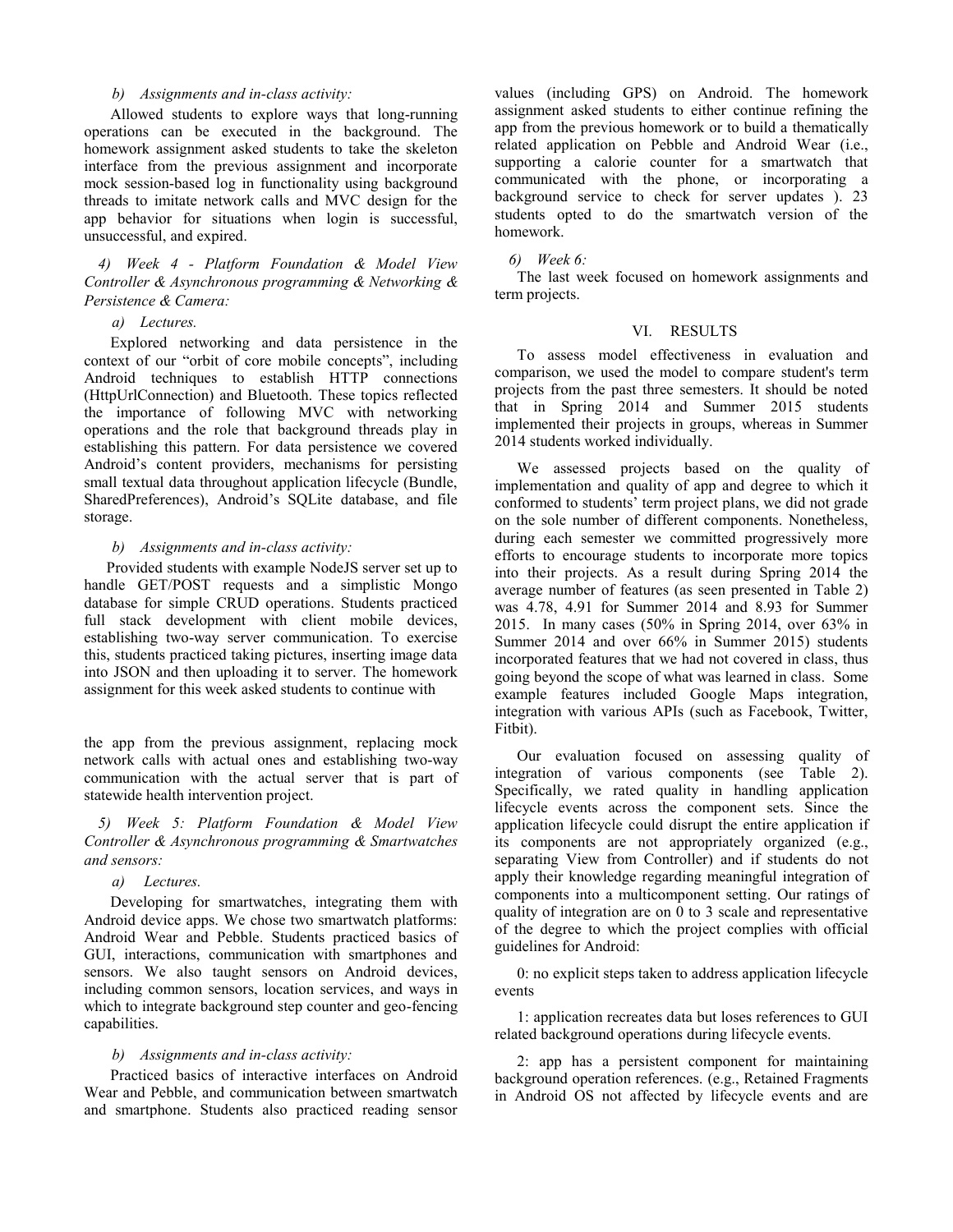*b) Assignments and in-class activity:*

Allowed students to explore ways that long-running operations can be executed in the background. The homework assignment asked students to take the skeleton interface from the previous assignment and incorporate mock session-based log in functionality using background threads to imitate network calls and MVC design for the app behavior for situations when login is successful, unsuccessful, and expired.

*4) Week 4 - Platform Foundation & Model View Controller & Asynchronous programming & Networking & Persistence & Camera:*

*a) Lectures.*

Explored networking and data persistence in the context of our "orbit of core mobile concepts", including Android techniques to establish HTTP connections (HttpUrlConnection) and Bluetooth. These topics reflected the importance of following MVC with networking operations and the role that background threads play in establishing this pattern. For data persistence we covered Android's content providers, mechanisms for persisting small textual data throughout application lifecycle (Bundle, SharedPreferences), Android's SQLite database, and file storage.

*b) Assignments and in-class activity:*

Provided students with example NodeJS server set up to handle GET/POST requests and a simplistic Mongo database for simple CRUD operations. Students practiced full stack development with client mobile devices, establishing two-way server communication. To exercise this, students practiced taking pictures, inserting image data into JSON and then uploading it to server. The homework assignment for this week asked students to continue with the app from the previous assignment, replacing mock network calls with actual ones and establishing two-way communication with the actual server that is part of statewide health intervention project.

*5) Week 5: Platform Foundation & Model View Controller & Asynchronous programming & Smartwatches and sensors:*

*a) Lectures.*

Developing for smartwatches, integrating them with Android device apps. We chose two smartwatch platforms: Android Wear and Pebble. Students practiced basics of GUI, interactions, communication with smartphones and sensors. We also taught sensors on Android devices, including common sensors, location services, and ways in which to integrate background step counter and geo-fencing capabilities.

*b) Assignments and in-class activity:*

Practiced basics of interactive interfaces on Android Wear and Pebble, and communication between smartwatch and smartphone. Students also practiced reading sensor values (including GPS) on Android. The homework assignment asked students to either continue refining the app from the previous homework or to build a thematically related application on Pebble and Android Wear (i.e., supporting a calorie counter for a smartwatch that communicated with the phone, or incorporating a background service to check for server updates ). 23 students opted to do the smartwatch version of the homework.

*6) Week 6:*

The last week focused on homework assignments and term projects.

## VI. RESULTS

To assess model effectiveness in evaluation and comparison, we used the model to compare student's term projects from the past three semesters. It should be noted that in Spring 2014 and Summer 2015 students implemented their projects in groups, whereas in Summer 2014 students worked individually.

We assessed projects based on the quality of implementation and quality of app and degree to which it conformed to students' term project plans, we did not grade on the sole number of different components. Nonetheless, during each semester we committed progressively more efforts to encourage students to incorporate more topics into their projects. As a result during Spring 2014 the average number of features (as seen presented in Table 2) was 4.78, 4.91 for Summer 2014 and 8.93 for Summer 2015. In many cases (50% in Spring 2014, over 63% in Summer 2014 and over 66% in Summer 2015) students incorporated features that we had not covered in class, thus going beyond the scope of what was learned in class. Some example features included Google Maps integration, integration with various APIs (such as Facebook, Twitter, Fitbit).

Our evaluation focused on assessing quality of integration of various components (see Table 2). Specifically, we rated quality in handling application lifecycle events across the component sets. Since the application lifecycle could disrupt the entire application if its components are not appropriately organized (e.g., separating View from Controller) and if students do not apply their knowledge regarding meaningful integration of components into a multicomponent setting. Our ratings of quality of integration are on 0 to 3 scale and representative of the degree to which the project complies with official guidelines for Android:

0: no explicit steps taken to address application lifecycle events

1: application recreates data but loses references to GUI related background operations during lifecycle events.

2: app has a persistent component for maintaining background operation references. (e.g., Retained Fragments in Android OS not affected by lifecycle events and are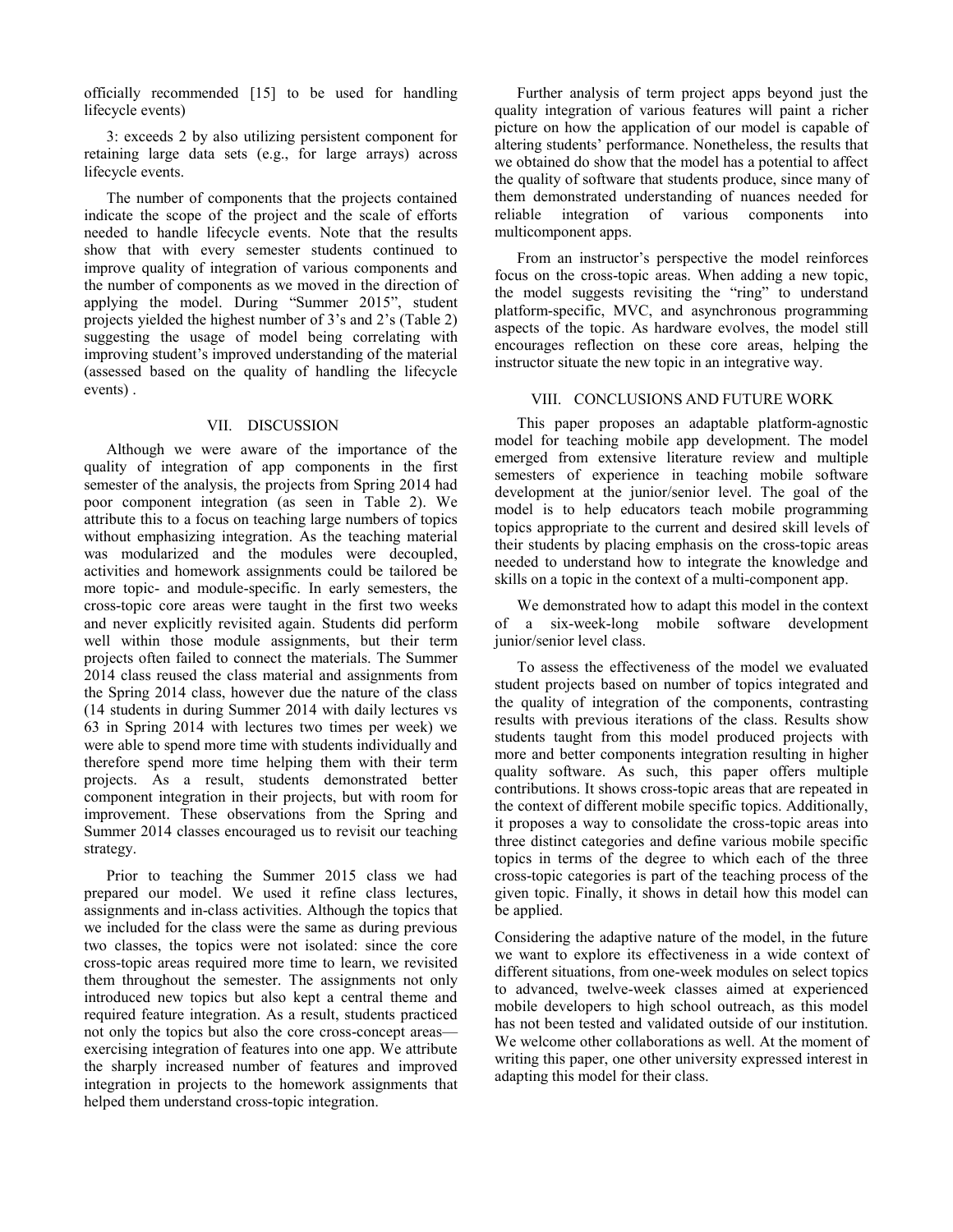officially recommended [15] to be used for handling lifecycle events)

3: exceeds 2 by also utilizing persistent component for retaining large data sets (e.g., for large arrays) across lifecycle events.

The number of components that the projects contained indicate the scope of the project and the scale of efforts needed to handle lifecycle events. Note that the results show that with every semester students continued to improve quality of integration of various components and the number of components as we moved in the direction of applying the model. During "Summer 2015", student projects yielded the highest number of 3's and 2's (Table 2) suggesting the usage of model being correlating with improving student's improved understanding of the material (assessed based on the quality of handling the lifecycle events) .

## VII. DISCUSSION

Although we were aware of the importance of the quality of integration of app components in the first semester of the analysis, the projects from Spring 2014 had poor component integration (as seen in Table 2). We attribute this to a focus on teaching large numbers of topics without emphasizing integration. As the teaching material was modularized and the modules were decoupled, activities and homework assignments could be tailored be more topic- and module-specific. In early semesters, the cross-topic core areas were taught in the first two weeks and never explicitly revisited again. Students did perform well within those module assignments, but their term projects often failed to connect the materials. The Summer 2014 class reused the class material and assignments from the Spring 2014 class, however due the nature of the class (14 students in during Summer 2014 with daily lectures vs 63 in Spring 2014 with lectures two times per week) we were able to spend more time with students individually and therefore spend more time helping them with their term projects. As a result, students demonstrated better component integration in their projects, but with room for improvement. These observations from the Spring and Summer 2014 classes encouraged us to revisit our teaching strategy.

Prior to teaching the Summer 2015 class we had prepared our model. We used it refine class lectures, assignments and in-class activities. Although the topics that we included for the class were the same as during previous two classes, the topics were not isolated: since the core cross-topic areas required more time to learn, we revisited them throughout the semester. The assignments not only introduced new topics but also kept a central theme and required feature integration. As a result, students practiced not only the topics but also the core cross-concept areas—exercising integration of features into one app. We attribute the sharply increased number of features and improved integration in projects to the homework assignments that helped them understand cross-topic integration.

Further analysis of term project apps beyond just the quality integration of various features will paint a richer picture on how the application of our model is capable of altering students' performance. Nonetheless, the results that we obtained do show that the model has a potential to affect the quality of software that students produce, since many of them demonstrated understanding of nuances needed for reliable integration of various components into multicomponent apps.

From an instructor's perspective the model reinforces focus on the cross-topic areas. When adding a new topic, the model suggests revisiting the "ring" to understand platform-specific, MVC, and asynchronous programming aspects of the topic. As hardware evolves, the model still encourages reflection on these core areas, helping the instructor situate the new topic in an integrative way.

## VIII. CONCLUSIONS AND FUTURE WORK

This paper proposes an adaptable platform-agnostic model for teaching mobile app development. The model emerged from extensive literature review and multiple semesters of experience in teaching mobile software development at the junior/senior level. The goal of the model is to help educators teach mobile programming topics appropriate to the current and desired skill levels of their students by placing emphasis on the cross-topic areas needed to understand how to integrate the knowledge and skills on a topic in the context of a multi-component app.

We demonstrated how to adapt this model in the context of a six-week-long mobile software development junior/senior level class.

To assess the effectiveness of the model we evaluated student projects based on number of topics integrated and the quality of integration of the components, contrasting results with previous iterations of the class. Results show students taught from this model produced projects with more and better components integration resulting in higher quality software. As such, this paper offers multiple contributions. It shows cross-topic areas that are repeated in the context of different mobile specific topics. Additionally, it proposes a way to consolidate the cross-topic areas into three distinct categories and define various mobile specific topics in terms of the degree to which each of the three cross-topic categories is part of the teaching process of the given topic. Finally, it shows in detail how this model can be applied.

Considering the adaptive nature of the model, in the future we want to explore its effectiveness in a wide context of different situations, from one-week modules on select topics to advanced, twelve-week classes aimed at experienced mobile developers to high school outreach, as this model has not been tested and validated outside of our institution. We welcome other collaborations as well. At the moment of writing this paper, one other university expressed interest in adapting this model for their class.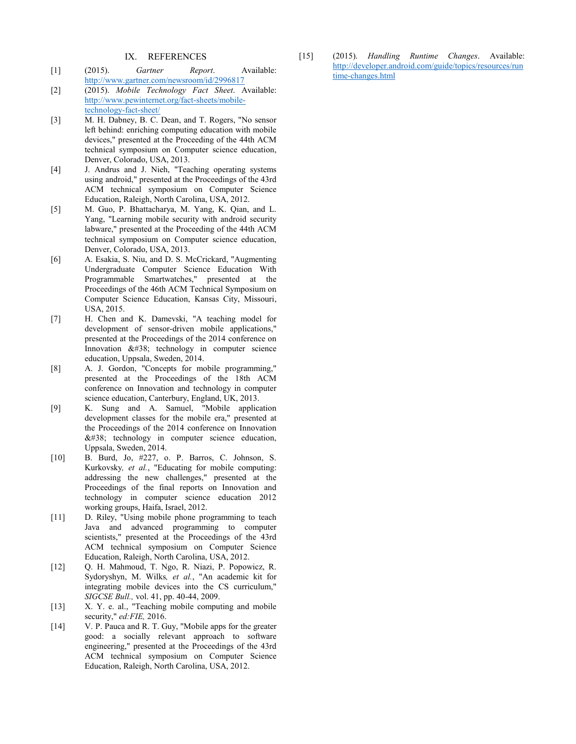## IX. REFERENCES

[1] (2015). *Gartner Report*. Available: http://www.gartner.com/newsroom/id/2996817

[2] (2015). *Mobile Technology Fact Sheet*. Available: http://www.pewinternet.org/fact-sheets/mobile-technology-fact-sheet/

[3] M. H. Dabney, B. C. Dean, and T. Rogers, "No sensor left behind: enriching computing education with mobile devices," presented at the Proceeding of the 44th ACM technical symposium on Computer science education, Denver, Colorado, USA, 2013.

[4] J. Andrus and J. Nieh, "Teaching operating systems using android," presented at the Proceedings of the 43rd ACM technical symposium on Computer Science Education, Raleigh, North Carolina, USA, 2012.

[5] M. Guo, P. Bhattacharya, M. Yang, K. Qian, and L. Yang, "Learning mobile security with android security labware," presented at the Proceeding of the 44th ACM technical symposium on Computer science education, Denver, Colorado, USA, 2013.

[6] A. Esakia, S. Niu, and D. S. McCrickard, "Augmenting Undergraduate Computer Science Education With Programmable Smartwatches," presented at the Proceedings of the 46th ACM Technical Symposium on Computer Science Education, Kansas City, Missouri, USA, 2015.

[7] H. Chen and K. Damevski, "A teaching model for development of sensor-driven mobile applications," presented at the Proceedings of the 2014 conference on Innovation &#38; technology in computer science education, Uppsala, Sweden, 2014.

[8] A. J. Gordon, "Concepts for mobile programming," presented at the Proceedings of the 18th ACM conference on Innovation and technology in computer science education, Canterbury, England, UK, 2013.

[9] K. Sung and A. Samuel, "Mobile application development classes for the mobile era," presented at the Proceedings of the 2014 conference on Innovation &#38; technology in computer science education, Uppsala, Sweden, 2014.

[10] B. Burd, Jo, #227, o. P. Barros, C. Johnson, S. Kurkovsky*, et al.*, "Educating for mobile computing: addressing the new challenges," presented at the Proceedings of the final reports on Innovation and technology in computer science education 2012 working groups, Haifa, Israel, 2012.

[11] D. Riley, "Using mobile phone programming to teach Java and advanced programming to computer scientists," presented at the Proceedings of the 43rd ACM technical symposium on Computer Science Education, Raleigh, North Carolina, USA, 2012.

[12] Q. H. Mahmoud, T. Ngo, R. Niazi, P. Popowicz, R. Sydoryshyn, M. Wilks*, et al.*, "An academic kit for integrating mobile devices into the CS curriculum," *SIGCSE Bull.,* vol. 41, pp. 40-44, 2009.

[13] X. Y. e. al., "Teaching mobile computing and mobile security," *ed:FIE,* 2016.

[14] V. P. Pauca and R. T. Guy, "Mobile apps for the greater good: a socially relevant approach to software engineering," presented at the Proceedings of the 43rd ACM technical symposium on Computer Science Education, Raleigh, North Carolina, USA, 2012.

[15] (2015). *Handling Runtime Changes*. Available: http://developer.android.com/guide/topics/resources/runtime-changes.html